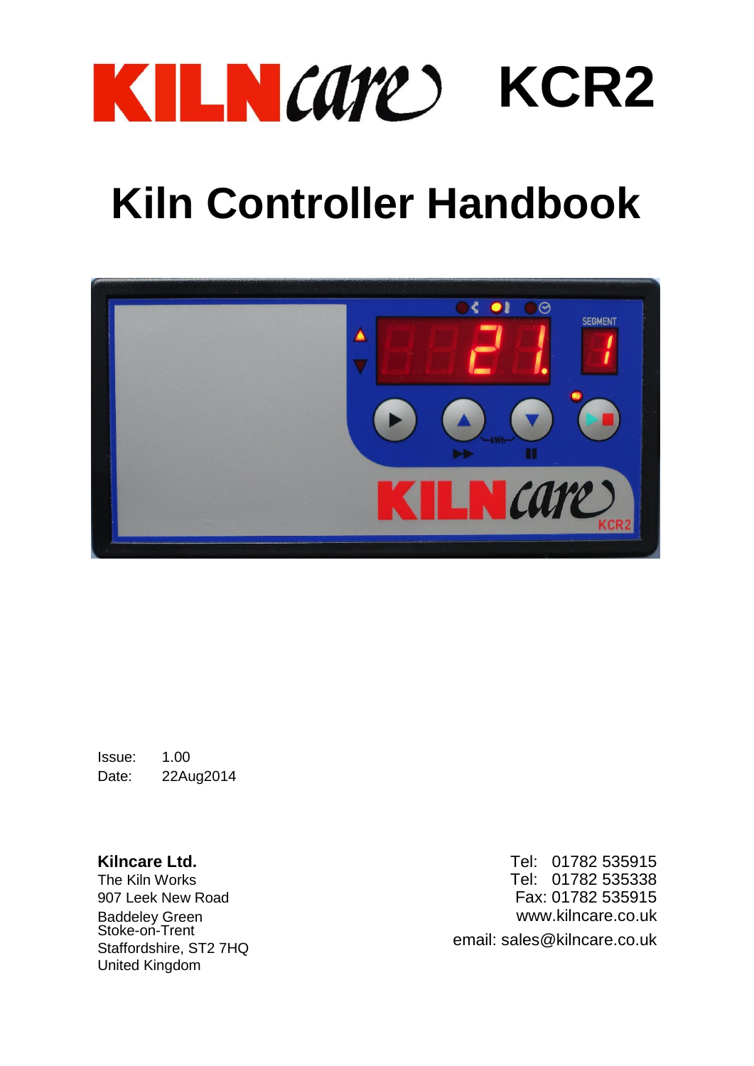# KILNcare KCR2

# Kiln Controller Handbook

Issue: 1.00
Date: 22Aug2014

**Kilncare Ltd.**
The Kiln Works
907 Leek New Road
Baddeley Green
Stoke-on-Trent
Staffordshire, ST2 7HQ
United Kingdom

Tel: 01782 535915
Tel: 01782 535338
Fax: 01782 535915
www.kilncare.co.uk
email: sales@kilncare.co.uk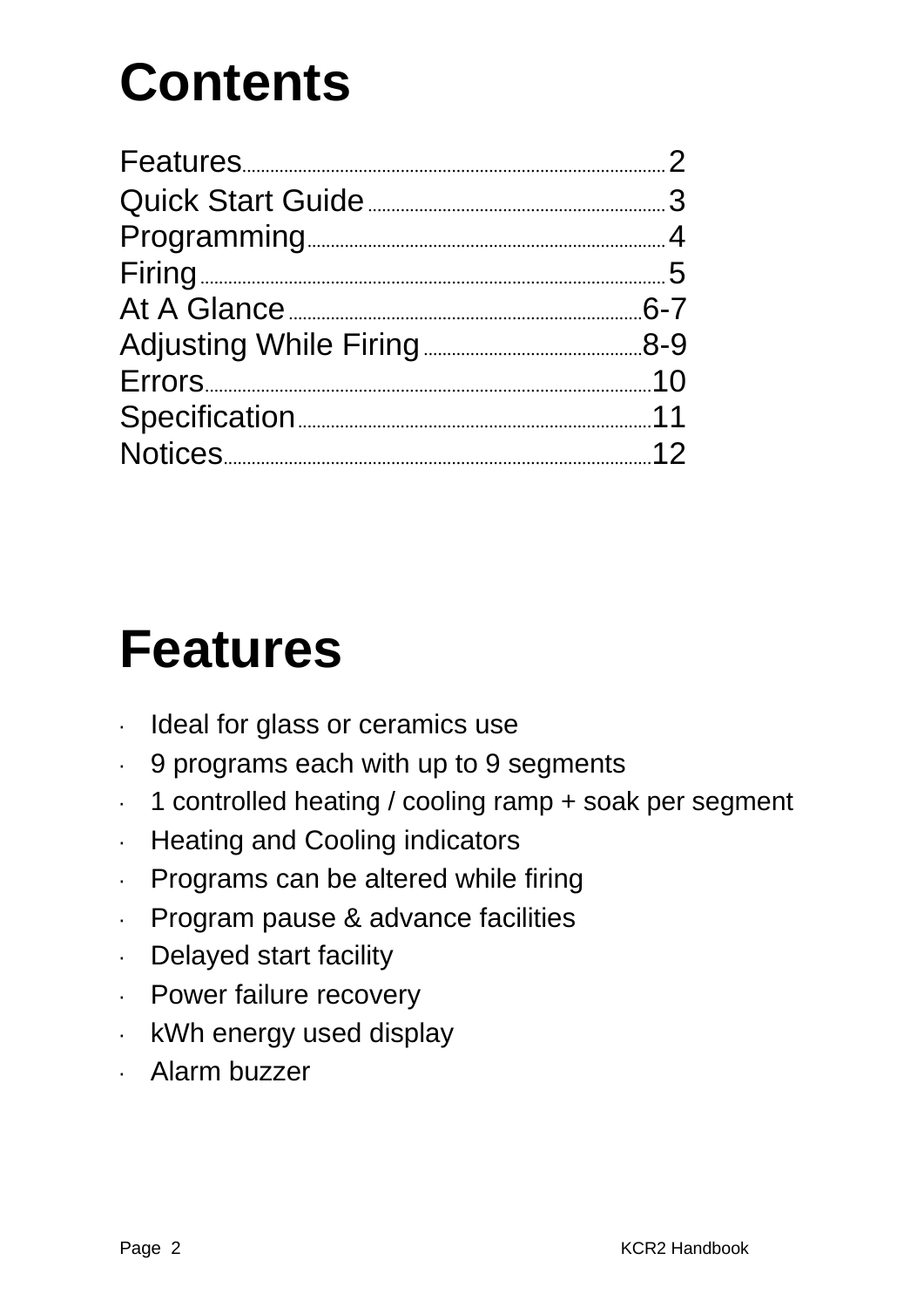# Contents

| | |
|---|---|
| Features | 2 |
| Quick Start Guide | 3 |
| Programming | 4 |
| Firing | 5 |
| At A Glance | 6-7 |
| Adjusting While Firing | 8-9 |
| Errors | 10 |
| Specification | 11 |
| Notices | 12 |

# Features

- Ideal for glass or ceramics use
- 9 programs each with up to 9 segments
- 1 controlled heating / cooling ramp + soak per segment
- Heating and Cooling indicators
- Programs can be altered while firing
- Program pause & advance facilities
- Delayed start facility
- Power failure recovery
- kWh energy used display
- Alarm buzzer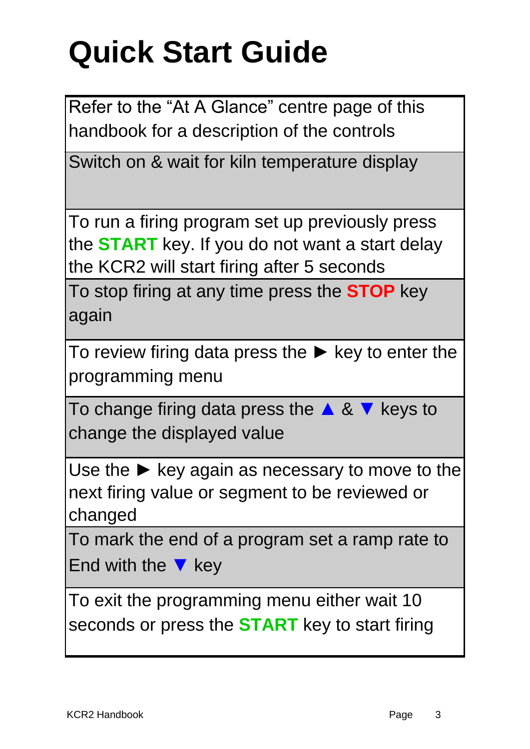# Quick Start Guide

| Refer to the “At A Glance” centre page of this handbook for a description of the controls |
|---|
| Switch on & wait for kiln temperature display |
| To run a firing program set up previously press the **START** key. If you do not want a start delay the KCR2 will start firing after 5 seconds |
| To stop firing at any time press the **STOP** key again |
| To review firing data press the ► key to enter the programming menu |
| To change firing data press the ▲ & ▼ keys to change the displayed value |
| Use the ► key again as necessary to move to the next firing value or segment to be reviewed or changed |
| To mark the end of a program set a ramp rate to End with the ▼ key |
| To exit the programming menu either wait 10 seconds or press the **START** key to start firing |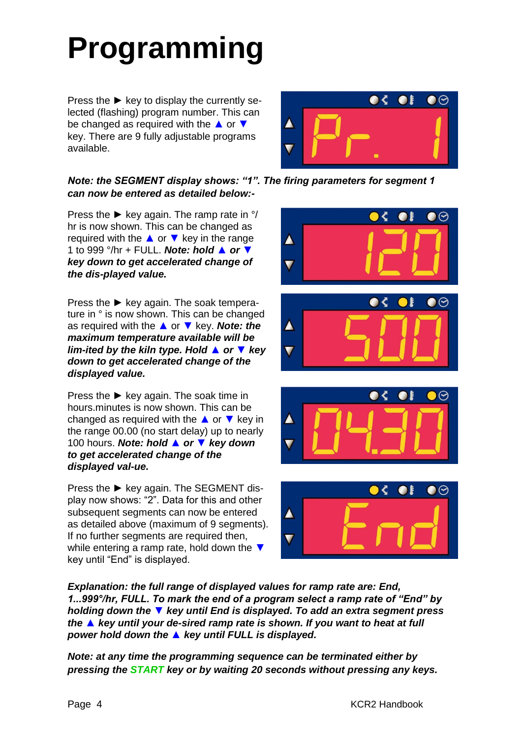# Programming

Press the ► key to display the currently selected (flashing) program number. This can be changed as required with the ▲ or ▼ key. There are 9 fully adjustable programs available.

***Note: the SEGMENT display shows: "1". The firing parameters for segment 1 can now be entered as detailed below:-***

Press the ► key again. The ramp rate in °/hr is now shown. This can be changed as required with the ▲ or ▼ key in the range 1 to 999 °/hr + FULL. ***Note: hold ▲ or ▼ key down to get accelerated change of the dis-played value.***

Press the ► key again. The soak temperature in ° is now shown. This can be changed as required with the ▲ or ▼ key. ***Note: the maximum temperature available will be lim-ited by the kiln type. Hold ▲ or ▼ key down to get accelerated change of the displayed value.***

Press the ► key again. The soak time in hours.minutes is now shown. This can be changed as required with the ▲ or ▼ key in the range 00.00 (no start delay) up to nearly 100 hours. ***Note: hold ▲ or ▼ key down to get accelerated change of the displayed val-ue.***

Press the ► key again. The SEGMENT display now shows: "2". Data for this and other subsequent segments can now be entered as detailed above (maximum of 9 segments). If no further segments are required then, while entering a ramp rate, hold down the ▼ key until "End" is displayed.

***Explanation: the full range of displayed values for ramp rate are: End, 1...999°/hr, FULL. To mark the end of a program select a ramp rate of "End" by holding down the ▼ key until End is displayed. To add an extra segment press the ▲ key until your de-sired ramp rate is shown. If you want to heat at full power hold down the ▲ key until FULL is displayed.***

***Note: at any time the programming sequence can be terminated either by pressing the START key or by waiting 20 seconds without pressing any keys.***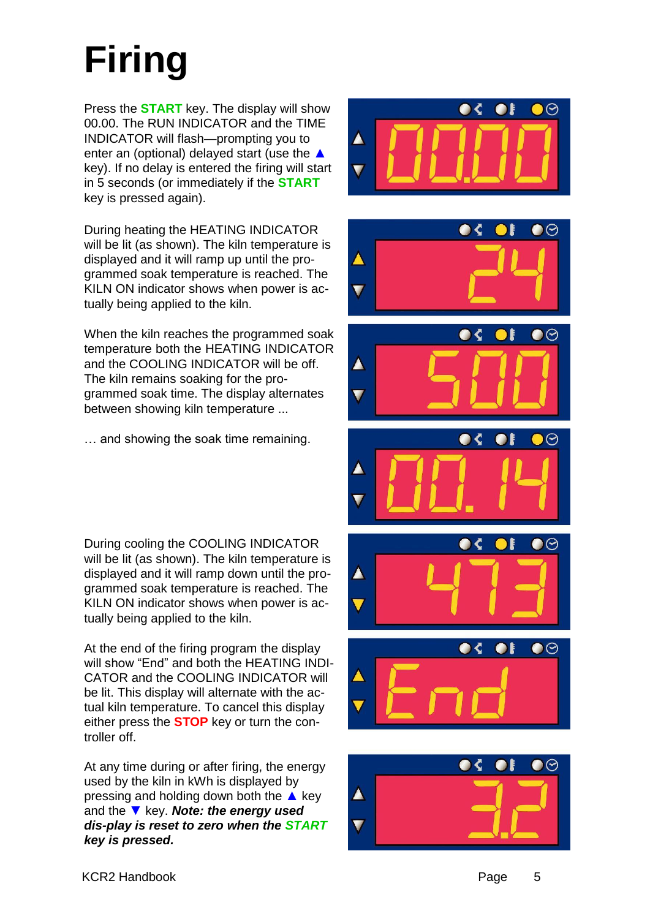# Firing

Press the **START** key. The display will show 00.00. The RUN INDICATOR and the TIME INDICATOR will flash—prompting you to enter an (optional) delayed start (use the ▲ key). If no delay is entered the firing will start in 5 seconds (or immediately if the **START** key is pressed again).

During heating the HEATING INDICATOR will be lit (as shown). The kiln temperature is displayed and it will ramp up until the programmed soak temperature is reached. The KILN ON indicator shows when power is actually being applied to the kiln.

When the kiln reaches the programmed soak temperature both the HEATING INDICATOR and the COOLING INDICATOR will be off. The kiln remains soaking for the programmed soak time. The display alternates between showing kiln temperature ...

… and showing the soak time remaining.

During cooling the COOLING INDICATOR will be lit (as shown). The kiln temperature is displayed and it will ramp down until the programmed soak temperature is reached. The KILN ON indicator shows when power is actually being applied to the kiln.

At the end of the firing program the display will show “End” and both the HEATING INDICATOR and the COOLING INDICATOR will be lit. This display will alternate with the actual kiln temperature. To cancel this display either press the **STOP** key or turn the controller off.

At any time during or after firing, the energy used by the kiln in kWh is displayed by pressing and holding down both the ▲ key and the ▼ key. ***Note: the energy used dis-play is reset to zero when the START key is pressed.***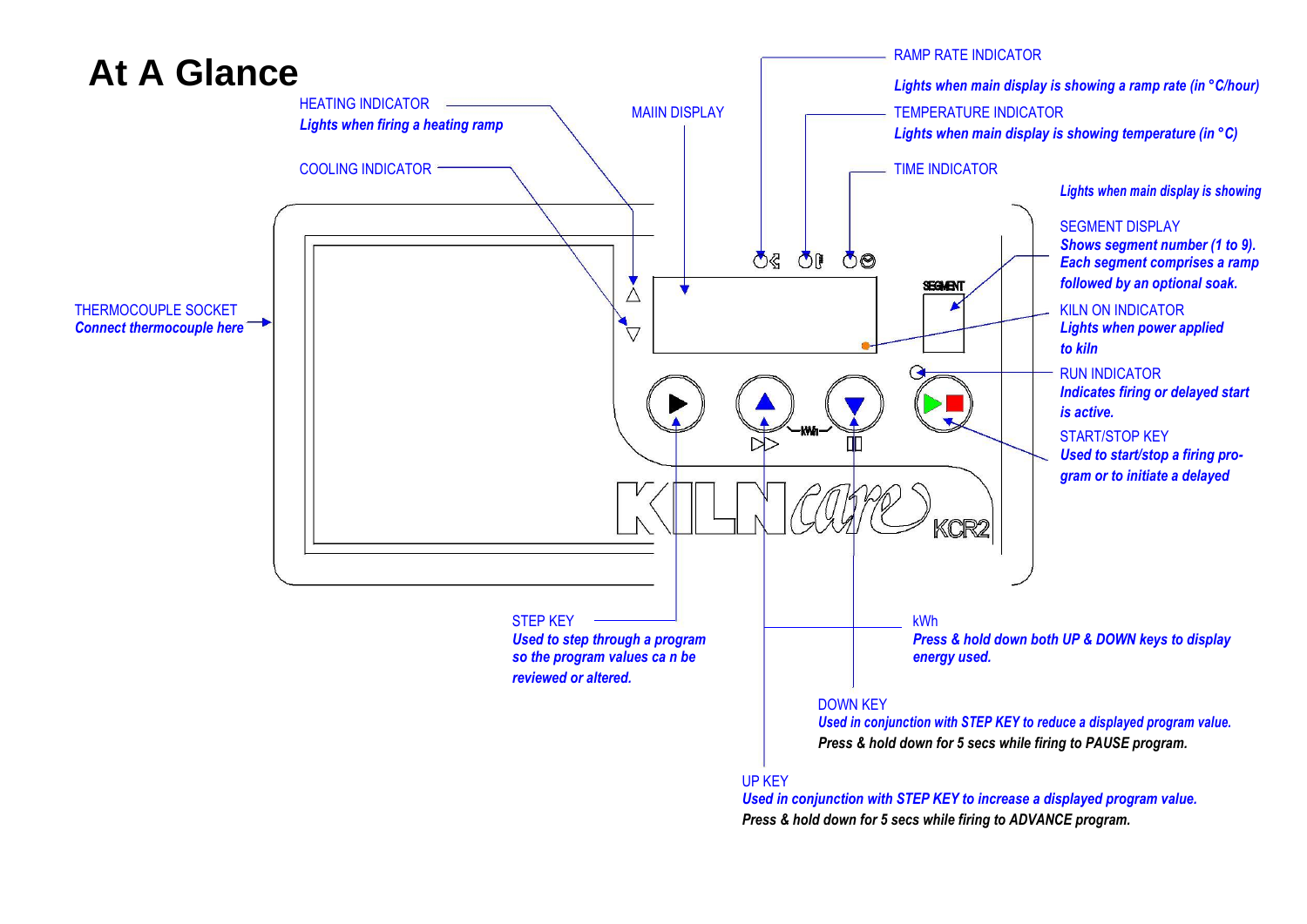# At A Glance

HEATING INDICATOR
*Lights when firing a heating ramp*

COOLING INDICATOR

MAIIN DISPLAY

RAMP RATE INDICATOR
*Lights when main display is showing a ramp rate (in °C/hour)*

TEMPERATURE INDICATOR
*Lights when main display is showing temperature (in °C)*

TIME INDICATOR
*Lights when main display is showing*

SEGMENT DISPLAY
*Shows segment number (1 to 9). Each segment comprises a ramp followed by an optional soak.*

KILN ON INDICATOR
*Lights when power applied to kiln*

RUN INDICATOR
*Indicates firing or delayed start is active.*

START/STOP KEY
*Used to start/stop a firing program or to initiate a delayed*

THERMOCOUPLE SOCKET
*Connect thermocouple here*

SEGMENT

kWh

KILNcare KCR2

STEP KEY
*Used to step through a program so the program values ca n be reviewed or altered.*

kWh
*Press & hold down both UP & DOWN keys to display energy used.*

DOWN KEY
*Used in conjunction with STEP KEY to reduce a displayed program value.*
*Press & hold down for 5 secs while firing to PAUSE program.*

UP KEY
*Used in conjunction with STEP KEY to increase a displayed program value.*
*Press & hold down for 5 secs while firing to ADVANCE program.*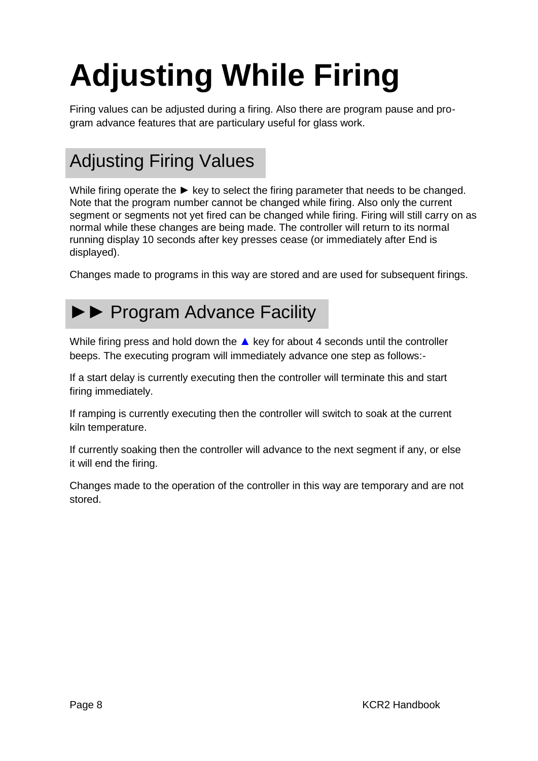# Adjusting While Firing

Firing values can be adjusted during a firing. Also there are program pause and program advance features that are particulary useful for glass work.

## Adjusting Firing Values

While firing operate the ► key to select the firing parameter that needs to be changed. Note that the program number cannot be changed while firing. Also only the current segment or segments not yet fired can be changed while firing. Firing will still carry on as normal while these changes are being made. The controller will return to its normal running display 10 seconds after key presses cease (or immediately after End is displayed).

Changes made to programs in this way are stored and are used for subsequent firings.

## ►► Program Advance Facility

While firing press and hold down the ▲ key for about 4 seconds until the controller beeps. The executing program will immediately advance one step as follows:-

If a start delay is currently executing then the controller will terminate this and start firing immediately.

If ramping is currently executing then the controller will switch to soak at the current kiln temperature.

If currently soaking then the controller will advance to the next segment if any, or else it will end the firing.

Changes made to the operation of the controller in this way are temporary and are not stored.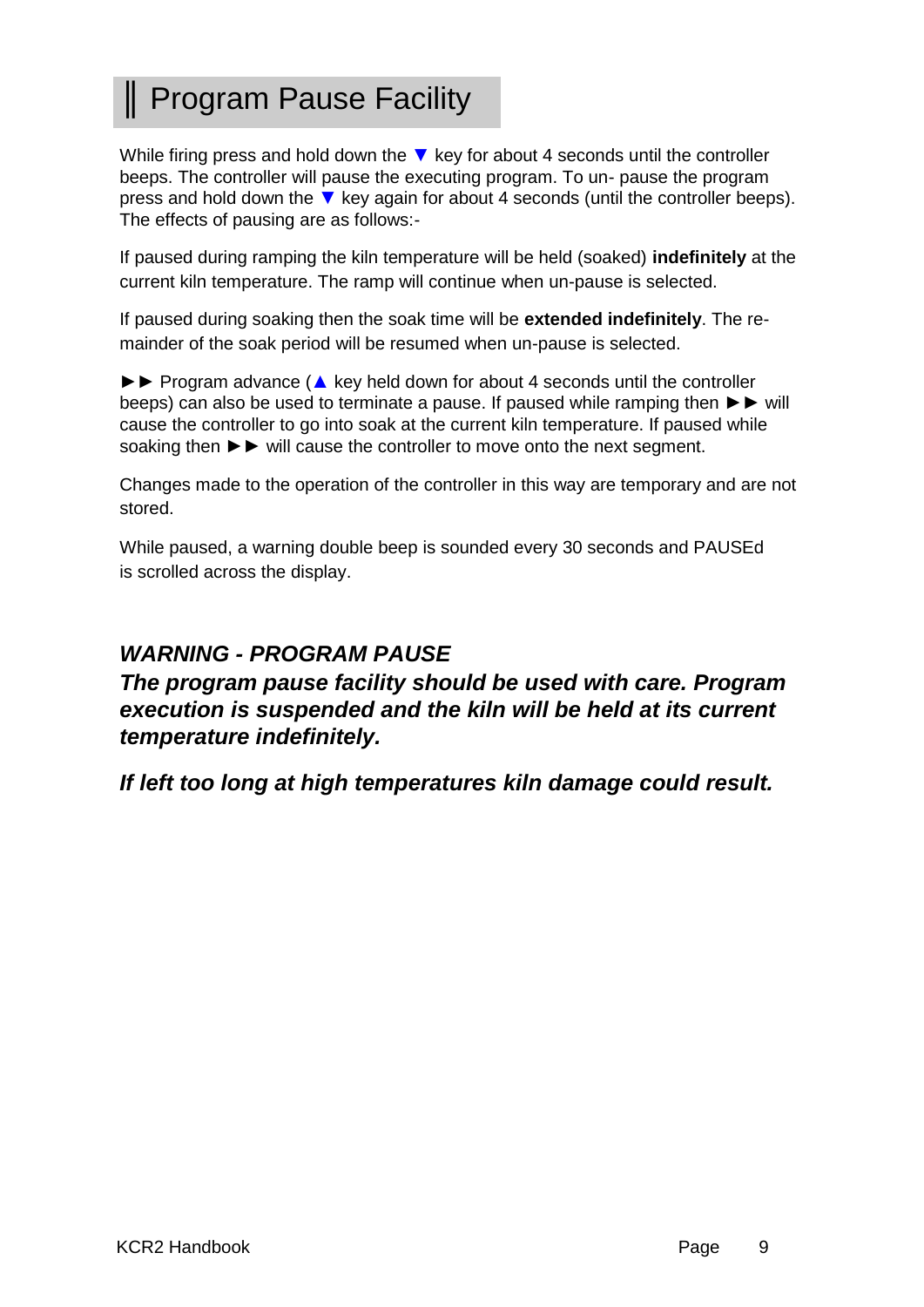# ‖ Program Pause Facility

While firing press and hold down the ▼ key for about 4 seconds until the controller beeps. The controller will pause the executing program. To un- pause the program press and hold down the ▼ key again for about 4 seconds (until the controller beeps). The effects of pausing are as follows:-

If paused during ramping the kiln temperature will be held (soaked) **indefinitely** at the current kiln temperature. The ramp will continue when un-pause is selected.

If paused during soaking then the soak time will be **extended indefinitely**. The remainder of the soak period will be resumed when un-pause is selected.

►► Program advance (▲ key held down for about 4 seconds until the controller beeps) can also be used to terminate a pause. If paused while ramping then ►► will cause the controller to go into soak at the current kiln temperature. If paused while soaking then ►► will cause the controller to move onto the next segment.

Changes made to the operation of the controller in this way are temporary and are not stored.

While paused, a warning double beep is sounded every 30 seconds and PAUSEd is scrolled across the display.

***WARNING - PROGRAM PAUSE***

***The program pause facility should be used with care. Program execution is suspended and the kiln will be held at its current temperature indefinitely.***

***If left too long at high temperatures kiln damage could result.***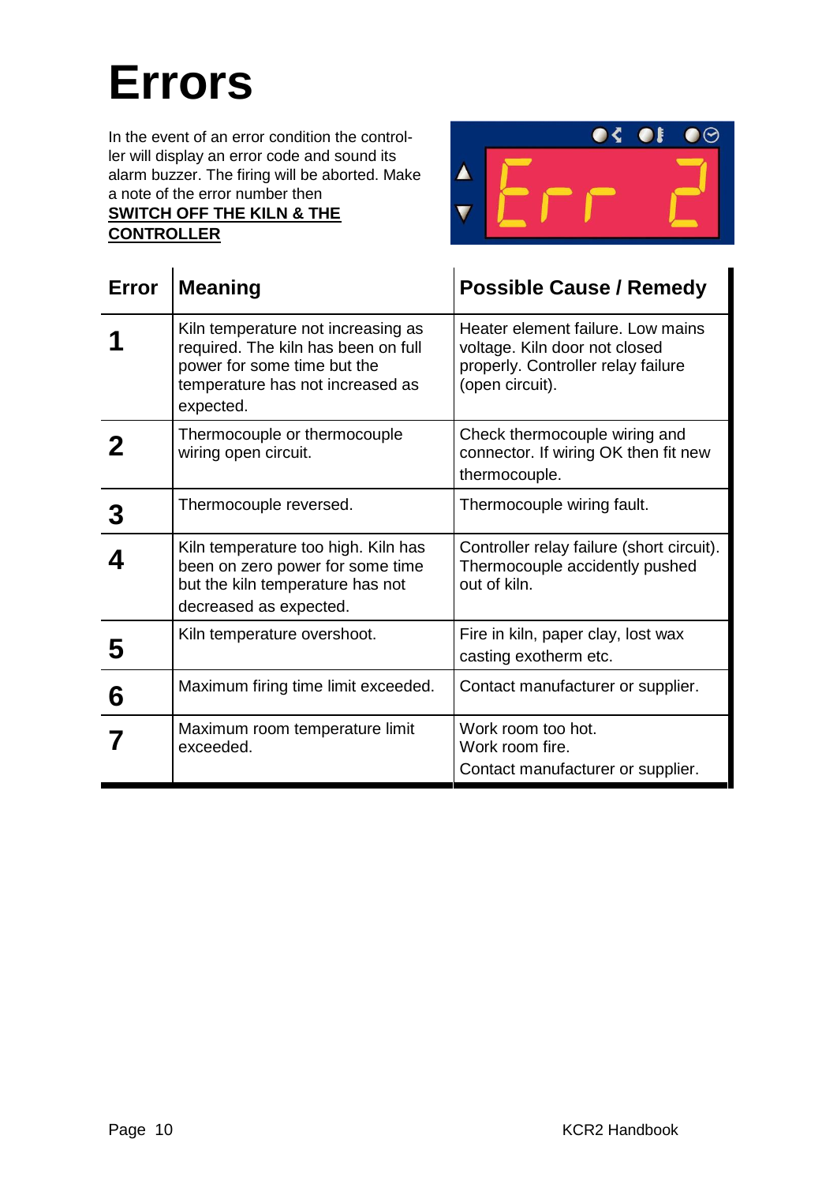# Errors

In the event of an error condition the controller will display an error code and sound its alarm buzzer. The firing will be aborted. Make a note of the error number then

**SWITCH OFF THE KILN & THE CONTROLLER**

| Error | Meaning | Possible Cause / Remedy |
|---|---|---|
| **1** | Kiln temperature not increasing as required. The kiln has been on full power for some time but the temperature has not increased as expected. | Heater element failure. Low mains voltage. Kiln door not closed properly. Controller relay failure (open circuit). |
| **2** | Thermocouple or thermocouple wiring open circuit. | Check thermocouple wiring and connector. If wiring OK then fit new thermocouple. |
| **3** | Thermocouple reversed. | Thermocouple wiring fault. |
| **4** | Kiln temperature too high. Kiln has been on zero power for some time but the kiln temperature has not decreased as expected. | Controller relay failure (short circuit). Thermocouple accidently pushed out of kiln. |
| **5** | Kiln temperature overshoot. | Fire in kiln, paper clay, lost wax casting exotherm etc. |
| **6** | Maximum firing time limit exceeded. | Contact manufacturer or supplier. |
| **7** | Maximum room temperature limit exceeded. | Work room too hot. Work room fire. Contact manufacturer or supplier. |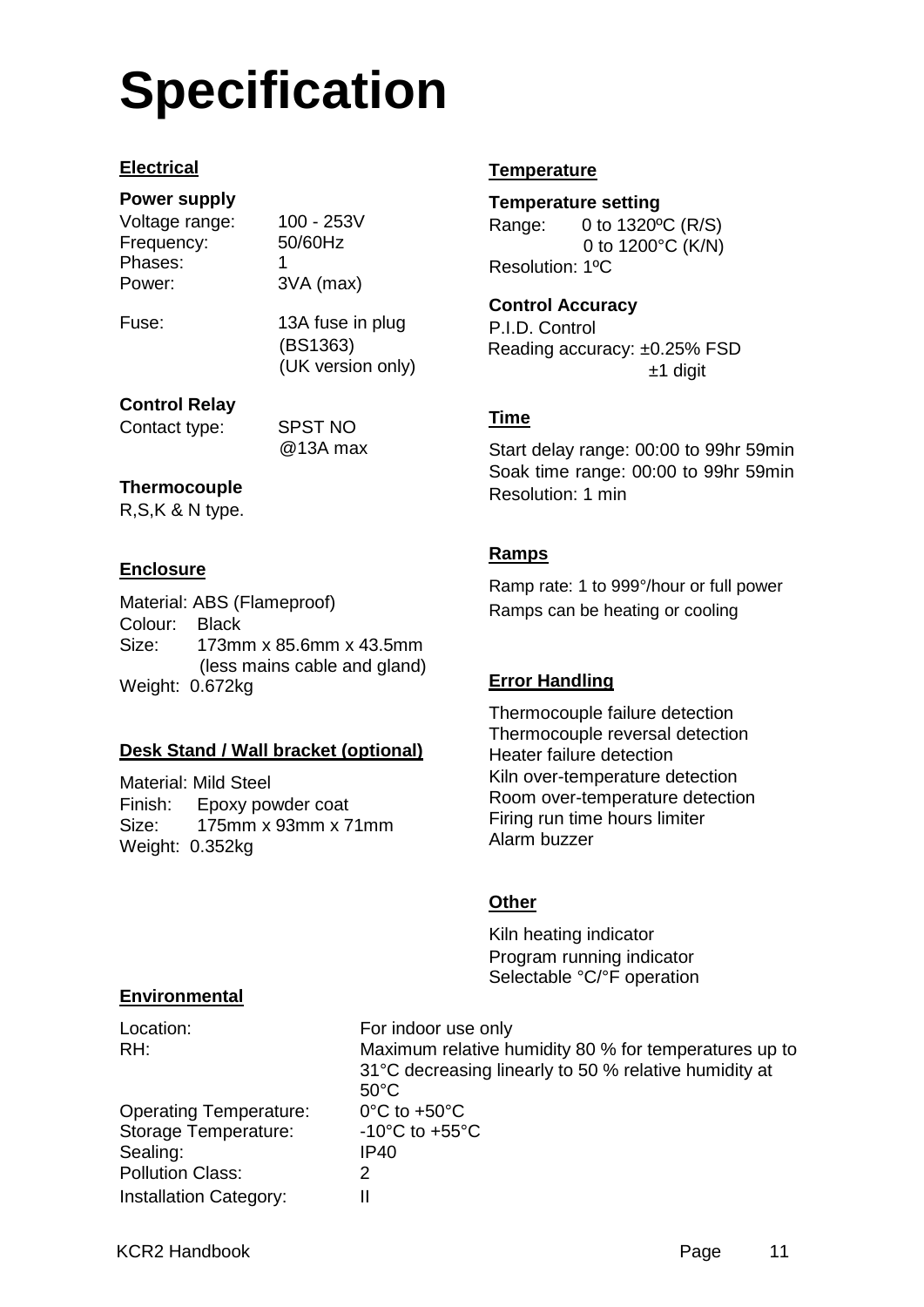# Specification

## Electrical

**Power supply**

Voltage range: 100 - 253V
Frequency: 50/60Hz
Phases: 1
Power: 3VA (max)

Fuse: 13A fuse in plug (BS1363) (UK version only)

**Control Relay**

Contact type: SPST NO @13A max

**Thermocouple**

R,S,K & N type.

## Enclosure

Material: ABS (Flameproof)
Colour: Black
Size: 173mm x 85.6mm x 43.5mm (less mains cable and gland)
Weight: 0.672kg

## Desk Stand / Wall bracket (optional)

Material: Mild Steel
Finish: Epoxy powder coat
Size: 175mm x 93mm x 71mm
Weight: 0.352kg

## Temperature

**Temperature setting**

Range: 0 to 1320ºC (R/S)
0 to 1200°C (K/N)
Resolution: 1ºC

**Control Accuracy**

P.I.D. Control
Reading accuracy: ±0.25% FSD ±1 digit

## Time

Start delay range: 00:00 to 99hr 59min
Soak time range: 00:00 to 99hr 59min
Resolution: 1 min

## Ramps

Ramp rate: 1 to 999°/hour or full power
Ramps can be heating or cooling

## Error Handling

Thermocouple failure detection
Thermocouple reversal detection
Heater failure detection
Kiln over-temperature detection
Room over-temperature detection
Firing run time hours limiter
Alarm buzzer

## Other

Kiln heating indicator
Program running indicator
Selectable °C/°F operation

## Environmental

| | |
|---|---|
| Location: | For indoor use only |
| RH: | Maximum relative humidity 80 % for temperatures up to 31°C decreasing linearly to 50 % relative humidity at 50°C |
| Operating Temperature: | 0°C to +50°C |
| Storage Temperature: | -10°C to +55°C |
| Sealing: | IP40 |
| Pollution Class: | 2 |
| Installation Category: | II |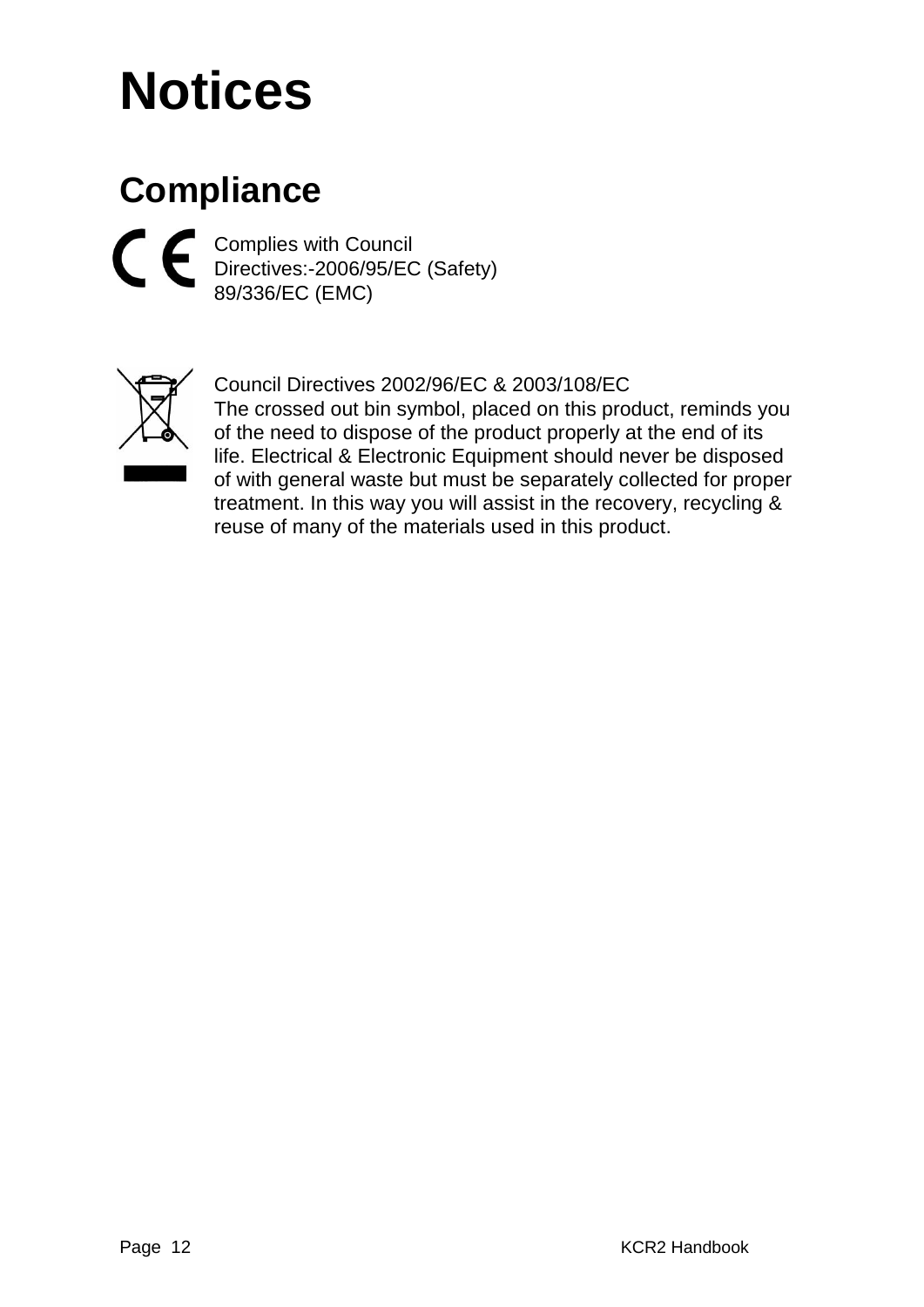# Notices

## Compliance

Complies with Council
Directives:-2006/95/EC (Safety)
89/336/EC (EMC)

Council Directives 2002/96/EC & 2003/108/EC
The crossed out bin symbol, placed on this product, reminds you of the need to dispose of the product properly at the end of its life. Electrical & Electronic Equipment should never be disposed of with general waste but must be separately collected for proper treatment. In this way you will assist in the recovery, recycling & reuse of many of the materials used in this product.